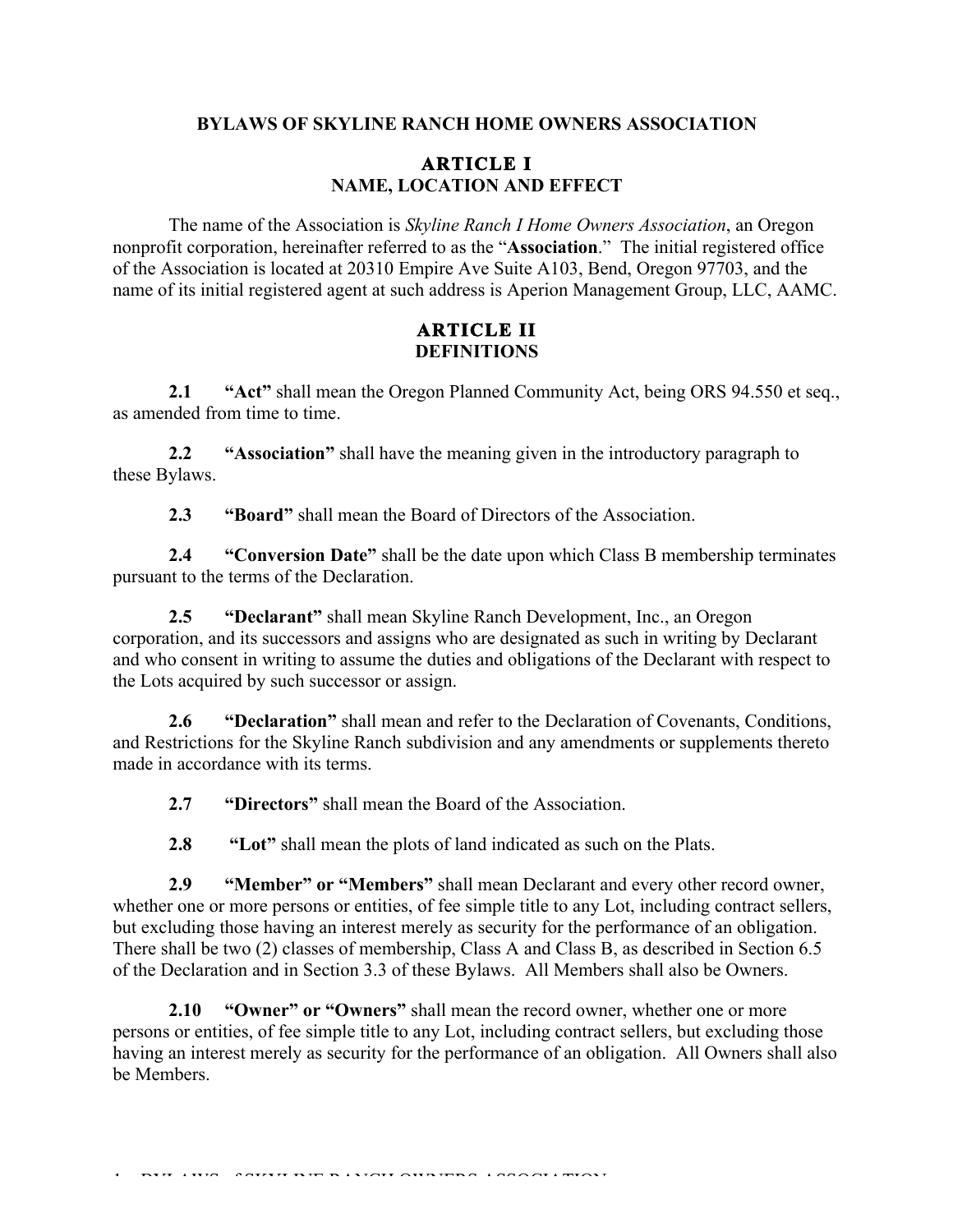# BYLAWS OF SKYLINE RANCH HOME OWNERS ASSOCIATION

## ARTICLE I
## NAME, LOCATION AND EFFECT

The name of the Association is *Skyline Ranch I Home Owners Association*, an Oregon nonprofit corporation, hereinafter referred to as the "**Association**." The initial registered office of the Association is located at 20310 Empire Ave Suite A103, Bend, Oregon 97703, and the name of its initial registered agent at such address is Aperion Management Group, LLC, AAMC.

## ARTICLE II
## DEFINITIONS

**2.1 "Act"** shall mean the Oregon Planned Community Act, being ORS 94.550 et seq., as amended from time to time.

**2.2 "Association"** shall have the meaning given in the introductory paragraph to these Bylaws.

**2.3 "Board"** shall mean the Board of Directors of the Association.

**2.4 "Conversion Date"** shall be the date upon which Class B membership terminates pursuant to the terms of the Declaration.

**2.5 "Declarant"** shall mean Skyline Ranch Development, Inc., an Oregon corporation, and its successors and assigns who are designated as such in writing by Declarant and who consent in writing to assume the duties and obligations of the Declarant with respect to the Lots acquired by such successor or assign.

**2.6 "Declaration"** shall mean and refer to the Declaration of Covenants, Conditions, and Restrictions for the Skyline Ranch subdivision and any amendments or supplements thereto made in accordance with its terms.

**2.7 "Directors"** shall mean the Board of the Association.

**2.8 "Lot"** shall mean the plots of land indicated as such on the Plats.

**2.9 "Member" or "Members"** shall mean Declarant and every other record owner, whether one or more persons or entities, of fee simple title to any Lot, including contract sellers, but excluding those having an interest merely as security for the performance of an obligation. There shall be two (2) classes of membership, Class A and Class B, as described in Section 6.5 of the Declaration and in Section 3.3 of these Bylaws. All Members shall also be Owners.

**2.10 "Owner" or "Owners"** shall mean the record owner, whether one or more persons or entities, of fee simple title to any Lot, including contract sellers, but excluding those having an interest merely as security for the performance of an obligation. All Owners shall also be Members.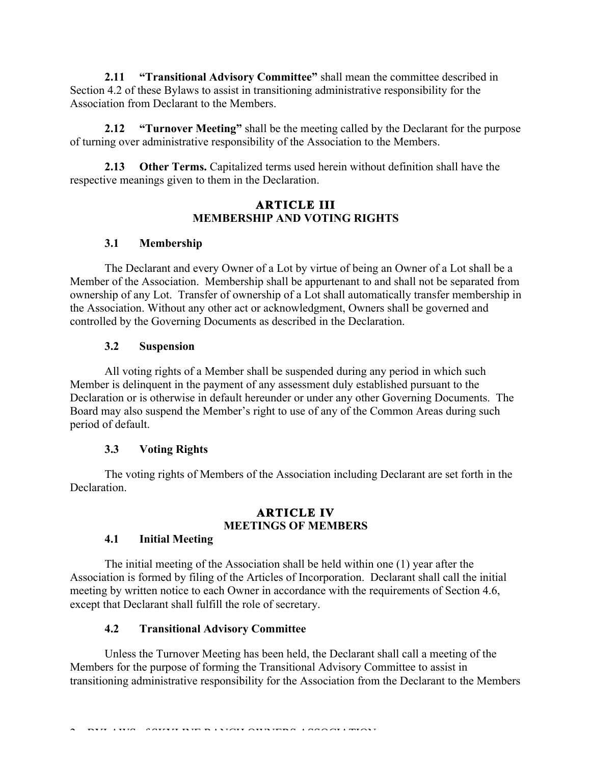**2.11 "Transitional Advisory Committee"** shall mean the committee described in Section 4.2 of these Bylaws to assist in transitioning administrative responsibility for the Association from Declarant to the Members.

**2.12 "Turnover Meeting"** shall be the meeting called by the Declarant for the purpose of turning over administrative responsibility of the Association to the Members.

**2.13 Other Terms.** Capitalized terms used herein without definition shall have the respective meanings given to them in the Declaration.

## ARTICLE III
## MEMBERSHIP AND VOTING RIGHTS

### 3.1 Membership

The Declarant and every Owner of a Lot by virtue of being an Owner of a Lot shall be a Member of the Association. Membership shall be appurtenant to and shall not be separated from ownership of any Lot. Transfer of ownership of a Lot shall automatically transfer membership in the Association. Without any other act or acknowledgment, Owners shall be governed and controlled by the Governing Documents as described in the Declaration.

### 3.2 Suspension

All voting rights of a Member shall be suspended during any period in which such Member is delinquent in the payment of any assessment duly established pursuant to the Declaration or is otherwise in default hereunder or under any other Governing Documents. The Board may also suspend the Member's right to use of any of the Common Areas during such period of default.

### 3.3 Voting Rights

The voting rights of Members of the Association including Declarant are set forth in the Declaration.

## ARTICLE IV
## MEETINGS OF MEMBERS

### 4.1 Initial Meeting

The initial meeting of the Association shall be held within one (1) year after the Association is formed by filing of the Articles of Incorporation. Declarant shall call the initial meeting by written notice to each Owner in accordance with the requirements of Section 4.6, except that Declarant shall fulfill the role of secretary.

### 4.2 Transitional Advisory Committee

Unless the Turnover Meeting has been held, the Declarant shall call a meeting of the Members for the purpose of forming the Transitional Advisory Committee to assist in transitioning administrative responsibility for the Association from the Declarant to the Members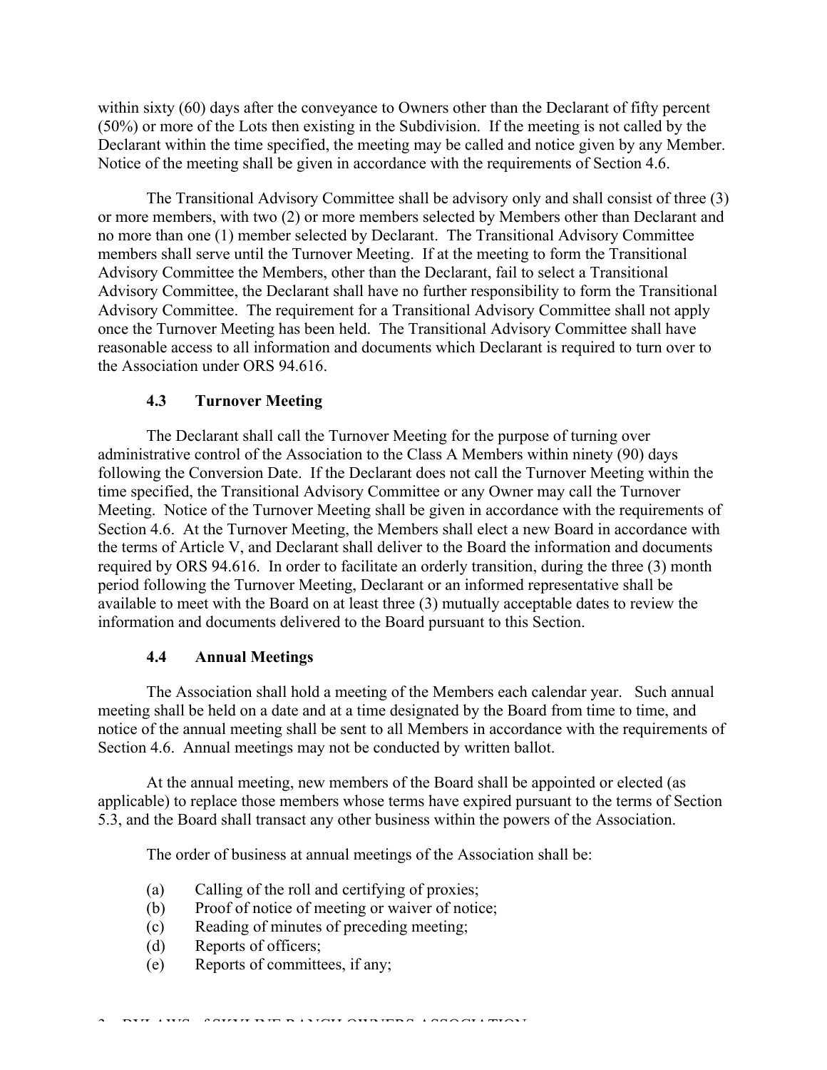within sixty (60) days after the conveyance to Owners other than the Declarant of fifty percent (50%) or more of the Lots then existing in the Subdivision. If the meeting is not called by the Declarant within the time specified, the meeting may be called and notice given by any Member. Notice of the meeting shall be given in accordance with the requirements of Section 4.6.

The Transitional Advisory Committee shall be advisory only and shall consist of three (3) or more members, with two (2) or more members selected by Members other than Declarant and no more than one (1) member selected by Declarant. The Transitional Advisory Committee members shall serve until the Turnover Meeting. If at the meeting to form the Transitional Advisory Committee the Members, other than the Declarant, fail to select a Transitional Advisory Committee, the Declarant shall have no further responsibility to form the Transitional Advisory Committee. The requirement for a Transitional Advisory Committee shall not apply once the Turnover Meeting has been held. The Transitional Advisory Committee shall have reasonable access to all information and documents which Declarant is required to turn over to the Association under ORS 94.616.

### 4.3 Turnover Meeting

The Declarant shall call the Turnover Meeting for the purpose of turning over administrative control of the Association to the Class A Members within ninety (90) days following the Conversion Date. If the Declarant does not call the Turnover Meeting within the time specified, the Transitional Advisory Committee or any Owner may call the Turnover Meeting. Notice of the Turnover Meeting shall be given in accordance with the requirements of Section 4.6. At the Turnover Meeting, the Members shall elect a new Board in accordance with the terms of Article V, and Declarant shall deliver to the Board the information and documents required by ORS 94.616. In order to facilitate an orderly transition, during the three (3) month period following the Turnover Meeting, Declarant or an informed representative shall be available to meet with the Board on at least three (3) mutually acceptable dates to review the information and documents delivered to the Board pursuant to this Section.

### 4.4 Annual Meetings

The Association shall hold a meeting of the Members each calendar year. Such annual meeting shall be held on a date and at a time designated by the Board from time to time, and notice of the annual meeting shall be sent to all Members in accordance with the requirements of Section 4.6. Annual meetings may not be conducted by written ballot.

At the annual meeting, new members of the Board shall be appointed or elected (as applicable) to replace those members whose terms have expired pursuant to the terms of Section 5.3, and the Board shall transact any other business within the powers of the Association.

The order of business at annual meetings of the Association shall be:

(a) Calling of the roll and certifying of proxies;
(b) Proof of notice of meeting or waiver of notice;
(c) Reading of minutes of preceding meeting;
(d) Reports of officers;
(e) Reports of committees, if any;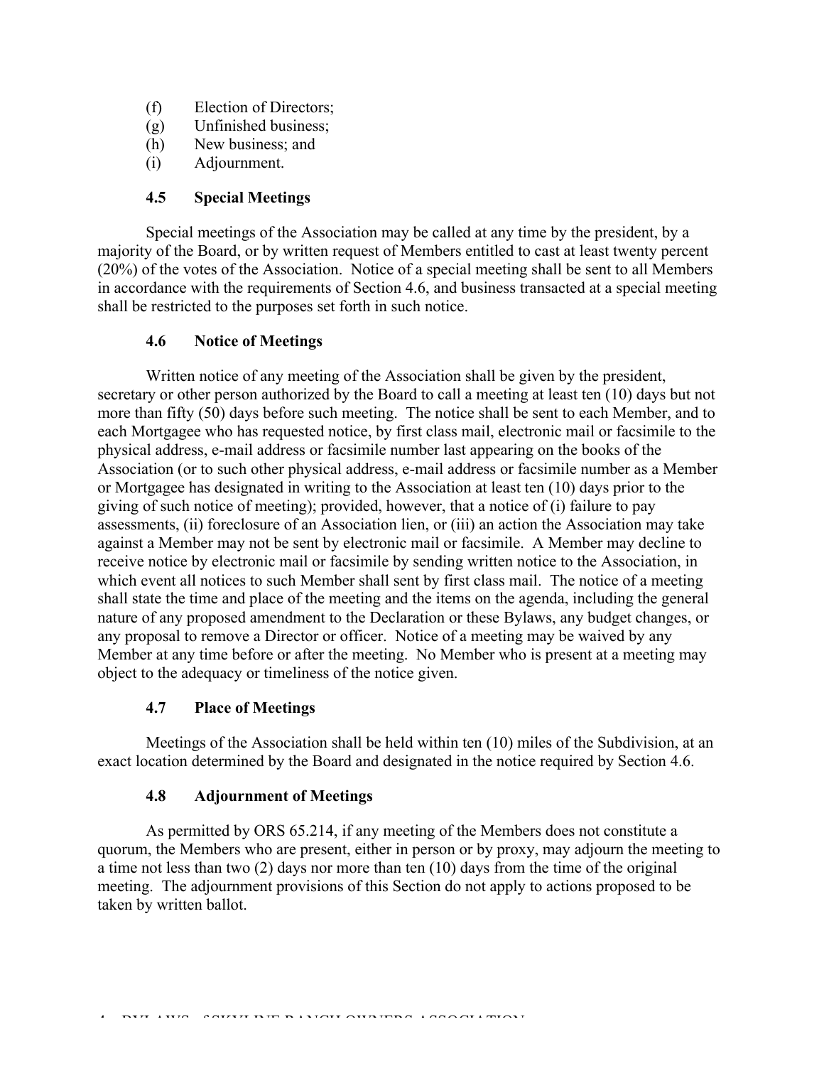(f) Election of Directors;
(g) Unfinished business;
(h) New business; and
(i) Adjournment.

### 4.5 Special Meetings

Special meetings of the Association may be called at any time by the president, by a majority of the Board, or by written request of Members entitled to cast at least twenty percent (20%) of the votes of the Association. Notice of a special meeting shall be sent to all Members in accordance with the requirements of Section 4.6, and business transacted at a special meeting shall be restricted to the purposes set forth in such notice.

### 4.6 Notice of Meetings

Written notice of any meeting of the Association shall be given by the president, secretary or other person authorized by the Board to call a meeting at least ten (10) days but not more than fifty (50) days before such meeting. The notice shall be sent to each Member, and to each Mortgagee who has requested notice, by first class mail, electronic mail or facsimile to the physical address, e-mail address or facsimile number last appearing on the books of the Association (or to such other physical address, e-mail address or facsimile number as a Member or Mortgagee has designated in writing to the Association at least ten (10) days prior to the giving of such notice of meeting); provided, however, that a notice of (i) failure to pay assessments, (ii) foreclosure of an Association lien, or (iii) an action the Association may take against a Member may not be sent by electronic mail or facsimile. A Member may decline to receive notice by electronic mail or facsimile by sending written notice to the Association, in which event all notices to such Member shall sent by first class mail. The notice of a meeting shall state the time and place of the meeting and the items on the agenda, including the general nature of any proposed amendment to the Declaration or these Bylaws, any budget changes, or any proposal to remove a Director or officer. Notice of a meeting may be waived by any Member at any time before or after the meeting. No Member who is present at a meeting may object to the adequacy or timeliness of the notice given.

### 4.7 Place of Meetings

Meetings of the Association shall be held within ten (10) miles of the Subdivision, at an exact location determined by the Board and designated in the notice required by Section 4.6.

### 4.8 Adjournment of Meetings

As permitted by ORS 65.214, if any meeting of the Members does not constitute a quorum, the Members who are present, either in person or by proxy, may adjourn the meeting to a time not less than two (2) days nor more than ten (10) days from the time of the original meeting. The adjournment provisions of this Section do not apply to actions proposed to be taken by written ballot.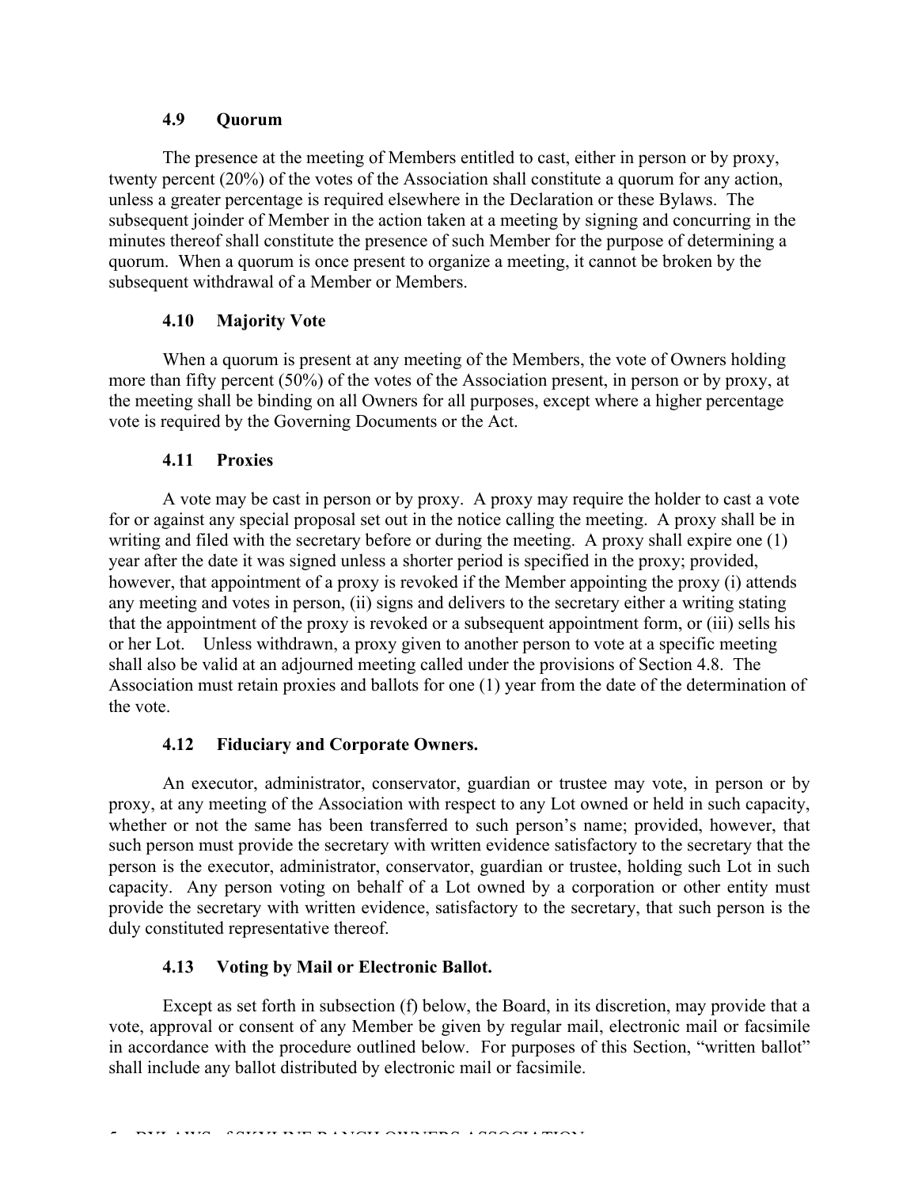### 4.9 Quorum

The presence at the meeting of Members entitled to cast, either in person or by proxy, twenty percent (20%) of the votes of the Association shall constitute a quorum for any action, unless a greater percentage is required elsewhere in the Declaration or these Bylaws. The subsequent joinder of Member in the action taken at a meeting by signing and concurring in the minutes thereof shall constitute the presence of such Member for the purpose of determining a quorum. When a quorum is once present to organize a meeting, it cannot be broken by the subsequent withdrawal of a Member or Members.

### 4.10 Majority Vote

When a quorum is present at any meeting of the Members, the vote of Owners holding more than fifty percent (50%) of the votes of the Association present, in person or by proxy, at the meeting shall be binding on all Owners for all purposes, except where a higher percentage vote is required by the Governing Documents or the Act.

### 4.11 Proxies

A vote may be cast in person or by proxy. A proxy may require the holder to cast a vote for or against any special proposal set out in the notice calling the meeting. A proxy shall be in writing and filed with the secretary before or during the meeting. A proxy shall expire one (1) year after the date it was signed unless a shorter period is specified in the proxy; provided, however, that appointment of a proxy is revoked if the Member appointing the proxy (i) attends any meeting and votes in person, (ii) signs and delivers to the secretary either a writing stating that the appointment of the proxy is revoked or a subsequent appointment form, or (iii) sells his or her Lot. Unless withdrawn, a proxy given to another person to vote at a specific meeting shall also be valid at an adjourned meeting called under the provisions of Section 4.8. The Association must retain proxies and ballots for one (1) year from the date of the determination of the vote.

### 4.12 Fiduciary and Corporate Owners.

An executor, administrator, conservator, guardian or trustee may vote, in person or by proxy, at any meeting of the Association with respect to any Lot owned or held in such capacity, whether or not the same has been transferred to such person's name; provided, however, that such person must provide the secretary with written evidence satisfactory to the secretary that the person is the executor, administrator, conservator, guardian or trustee, holding such Lot in such capacity. Any person voting on behalf of a Lot owned by a corporation or other entity must provide the secretary with written evidence, satisfactory to the secretary, that such person is the duly constituted representative thereof.

### 4.13 Voting by Mail or Electronic Ballot.

Except as set forth in subsection (f) below, the Board, in its discretion, may provide that a vote, approval or consent of any Member be given by regular mail, electronic mail or facsimile in accordance with the procedure outlined below. For purposes of this Section, "written ballot" shall include any ballot distributed by electronic mail or facsimile.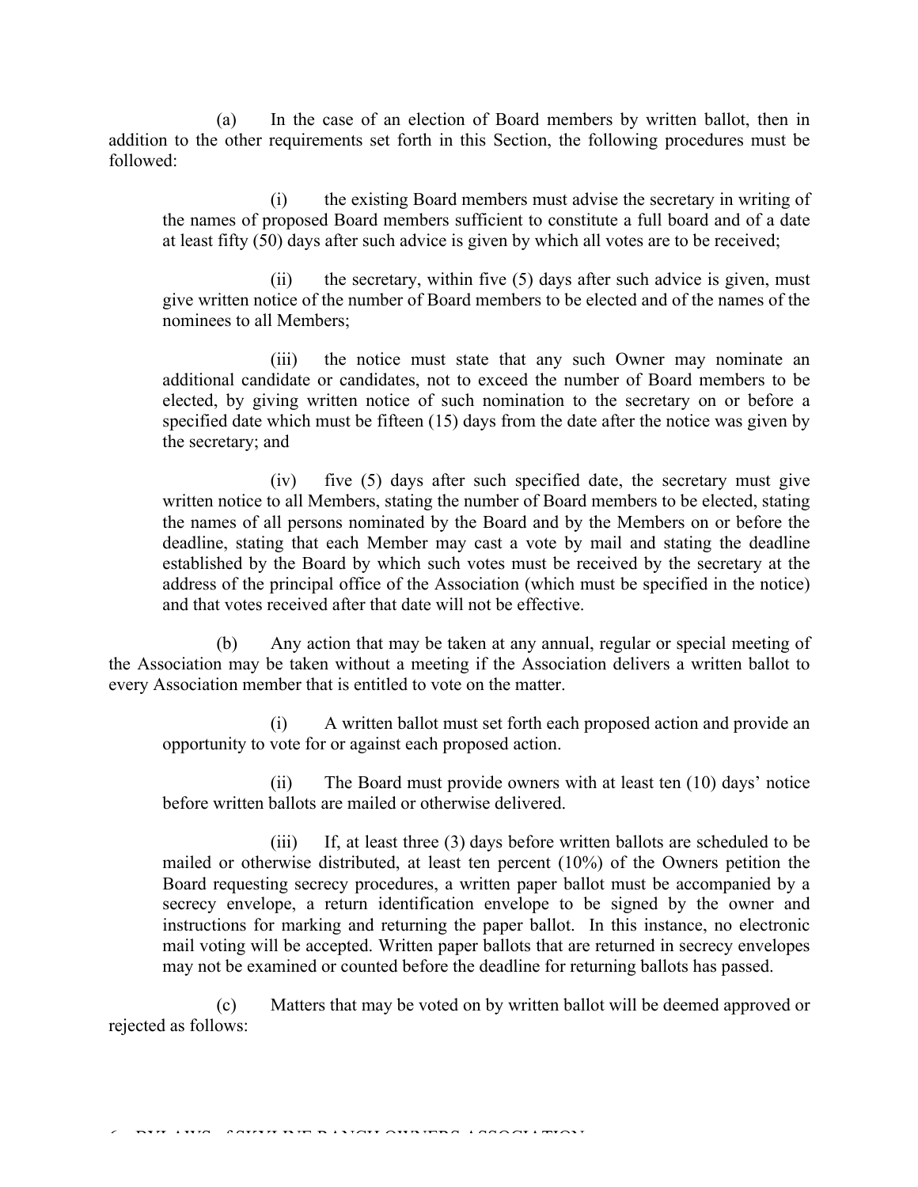(a) In the case of an election of Board members by written ballot, then in addition to the other requirements set forth in this Section, the following procedures must be followed:

(i) the existing Board members must advise the secretary in writing of the names of proposed Board members sufficient to constitute a full board and of a date at least fifty (50) days after such advice is given by which all votes are to be received;

(ii) the secretary, within five (5) days after such advice is given, must give written notice of the number of Board members to be elected and of the names of the nominees to all Members;

(iii) the notice must state that any such Owner may nominate an additional candidate or candidates, not to exceed the number of Board members to be elected, by giving written notice of such nomination to the secretary on or before a specified date which must be fifteen (15) days from the date after the notice was given by the secretary; and

(iv) five (5) days after such specified date, the secretary must give written notice to all Members, stating the number of Board members to be elected, stating the names of all persons nominated by the Board and by the Members on or before the deadline, stating that each Member may cast a vote by mail and stating the deadline established by the Board by which such votes must be received by the secretary at the address of the principal office of the Association (which must be specified in the notice) and that votes received after that date will not be effective.

(b) Any action that may be taken at any annual, regular or special meeting of the Association may be taken without a meeting if the Association delivers a written ballot to every Association member that is entitled to vote on the matter.

(i) A written ballot must set forth each proposed action and provide an opportunity to vote for or against each proposed action.

(ii) The Board must provide owners with at least ten (10) days' notice before written ballots are mailed or otherwise delivered.

(iii) If, at least three (3) days before written ballots are scheduled to be mailed or otherwise distributed, at least ten percent (10%) of the Owners petition the Board requesting secrecy procedures, a written paper ballot must be accompanied by a secrecy envelope, a return identification envelope to be signed by the owner and instructions for marking and returning the paper ballot. In this instance, no electronic mail voting will be accepted. Written paper ballots that are returned in secrecy envelopes may not be examined or counted before the deadline for returning ballots has passed.

(c) Matters that may be voted on by written ballot will be deemed approved or rejected as follows: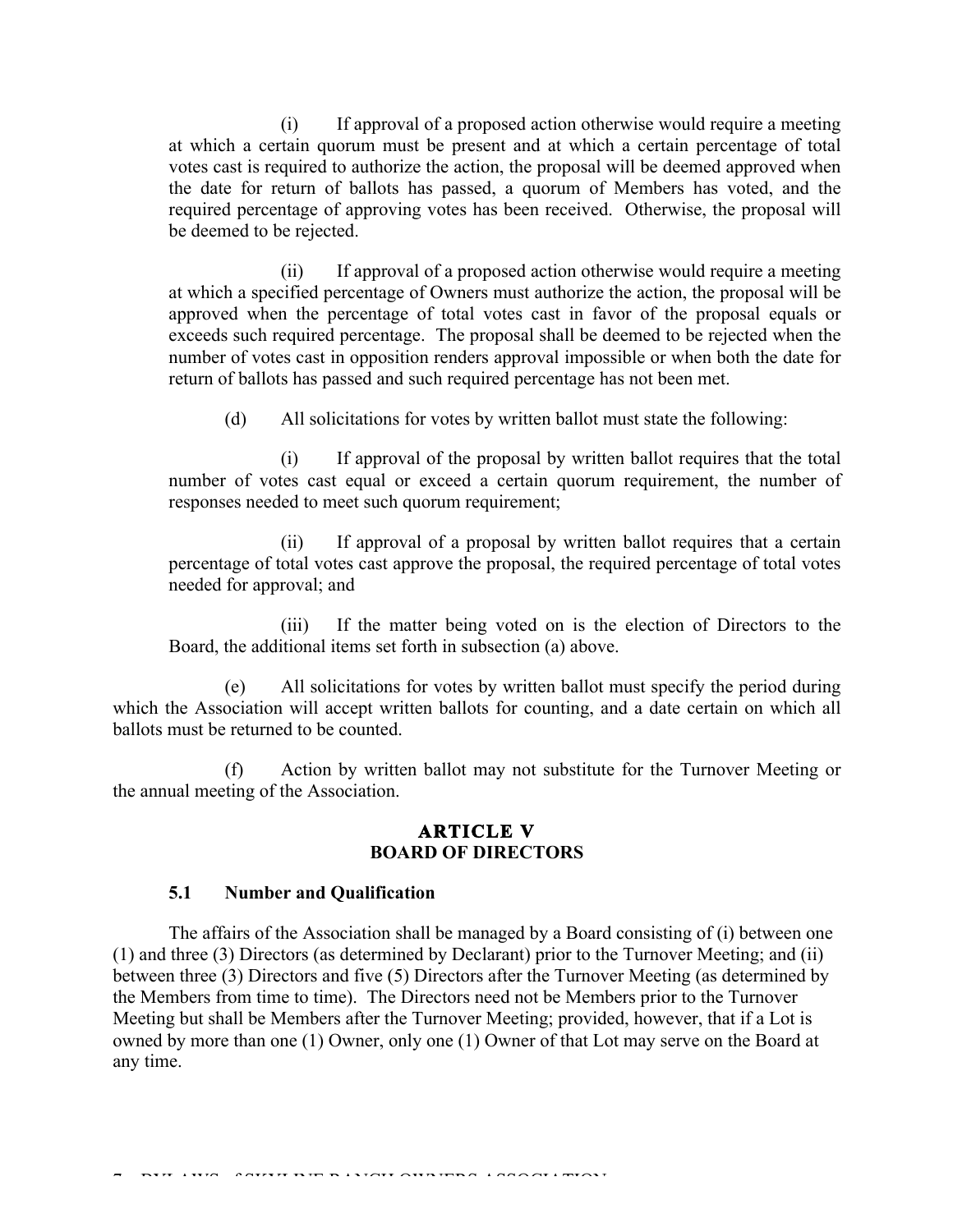(i) If approval of a proposed action otherwise would require a meeting at which a certain quorum must be present and at which a certain percentage of total votes cast is required to authorize the action, the proposal will be deemed approved when the date for return of ballots has passed, a quorum of Members has voted, and the required percentage of approving votes has been received. Otherwise, the proposal will be deemed to be rejected.

(ii) If approval of a proposed action otherwise would require a meeting at which a specified percentage of Owners must authorize the action, the proposal will be approved when the percentage of total votes cast in favor of the proposal equals or exceeds such required percentage. The proposal shall be deemed to be rejected when the number of votes cast in opposition renders approval impossible or when both the date for return of ballots has passed and such required percentage has not been met.

(d) All solicitations for votes by written ballot must state the following:

(i) If approval of the proposal by written ballot requires that the total number of votes cast equal or exceed a certain quorum requirement, the number of responses needed to meet such quorum requirement;

(ii) If approval of a proposal by written ballot requires that a certain percentage of total votes cast approve the proposal, the required percentage of total votes needed for approval; and

(iii) If the matter being voted on is the election of Directors to the Board, the additional items set forth in subsection (a) above.

(e) All solicitations for votes by written ballot must specify the period during which the Association will accept written ballots for counting, and a date certain on which all ballots must be returned to be counted.

(f) Action by written ballot may not substitute for the Turnover Meeting or the annual meeting of the Association.

## ARTICLE V
## BOARD OF DIRECTORS

### 5.1 Number and Qualification

The affairs of the Association shall be managed by a Board consisting of (i) between one (1) and three (3) Directors (as determined by Declarant) prior to the Turnover Meeting; and (ii) between three (3) Directors and five (5) Directors after the Turnover Meeting (as determined by the Members from time to time). The Directors need not be Members prior to the Turnover Meeting but shall be Members after the Turnover Meeting; provided, however, that if a Lot is owned by more than one (1) Owner, only one (1) Owner of that Lot may serve on the Board at any time.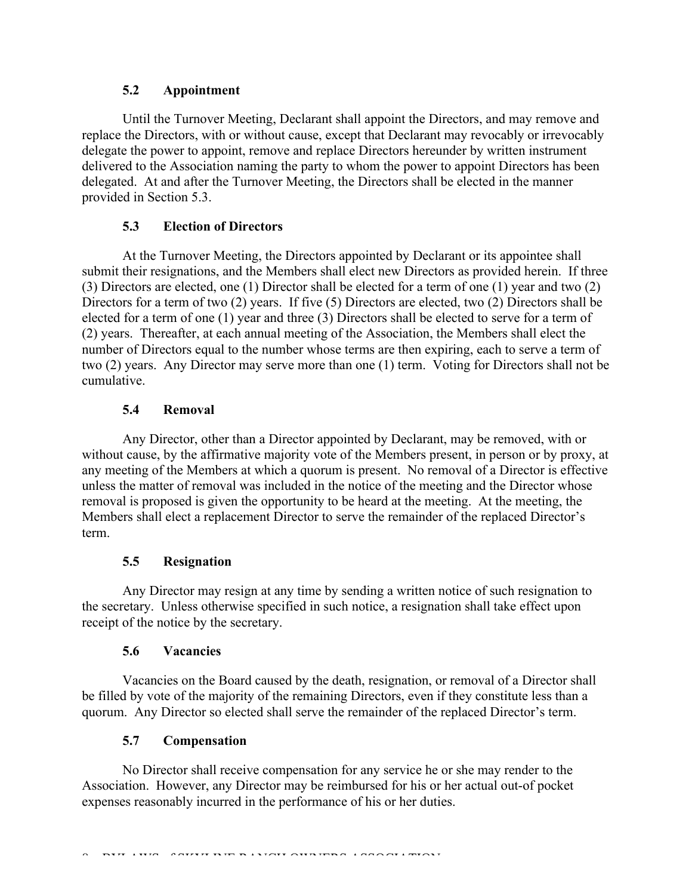### 5.2 Appointment

Until the Turnover Meeting, Declarant shall appoint the Directors, and may remove and replace the Directors, with or without cause, except that Declarant may revocably or irrevocably delegate the power to appoint, remove and replace Directors hereunder by written instrument delivered to the Association naming the party to whom the power to appoint Directors has been delegated. At and after the Turnover Meeting, the Directors shall be elected in the manner provided in Section 5.3.

### 5.3 Election of Directors

At the Turnover Meeting, the Directors appointed by Declarant or its appointee shall submit their resignations, and the Members shall elect new Directors as provided herein. If three (3) Directors are elected, one (1) Director shall be elected for a term of one (1) year and two (2) Directors for a term of two (2) years. If five (5) Directors are elected, two (2) Directors shall be elected for a term of one (1) year and three (3) Directors shall be elected to serve for a term of (2) years. Thereafter, at each annual meeting of the Association, the Members shall elect the number of Directors equal to the number whose terms are then expiring, each to serve a term of two (2) years. Any Director may serve more than one (1) term. Voting for Directors shall not be cumulative.

### 5.4 Removal

Any Director, other than a Director appointed by Declarant, may be removed, with or without cause, by the affirmative majority vote of the Members present, in person or by proxy, at any meeting of the Members at which a quorum is present. No removal of a Director is effective unless the matter of removal was included in the notice of the meeting and the Director whose removal is proposed is given the opportunity to be heard at the meeting. At the meeting, the Members shall elect a replacement Director to serve the remainder of the replaced Director's term.

### 5.5 Resignation

Any Director may resign at any time by sending a written notice of such resignation to the secretary. Unless otherwise specified in such notice, a resignation shall take effect upon receipt of the notice by the secretary.

### 5.6 Vacancies

Vacancies on the Board caused by the death, resignation, or removal of a Director shall be filled by vote of the majority of the remaining Directors, even if they constitute less than a quorum. Any Director so elected shall serve the remainder of the replaced Director's term.

### 5.7 Compensation

No Director shall receive compensation for any service he or she may render to the Association. However, any Director may be reimbursed for his or her actual out-of pocket expenses reasonably incurred in the performance of his or her duties.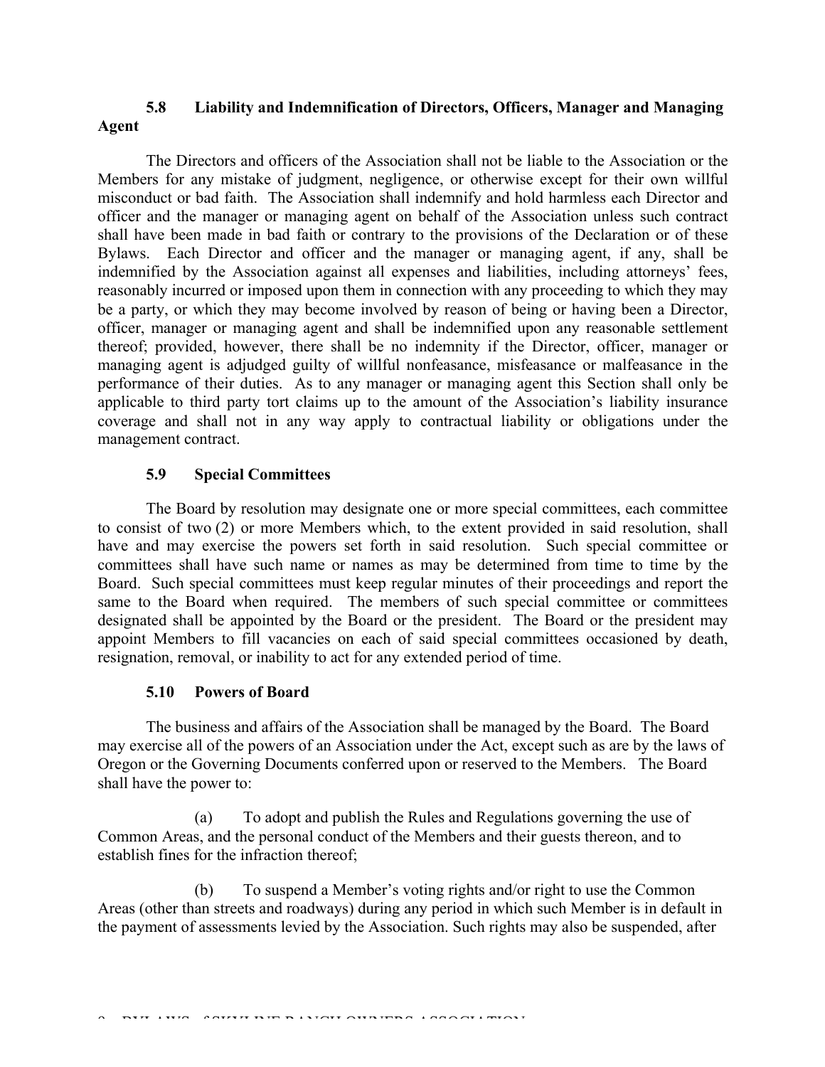### 5.8 Liability and Indemnification of Directors, Officers, Manager and Managing Agent

The Directors and officers of the Association shall not be liable to the Association or the Members for any mistake of judgment, negligence, or otherwise except for their own willful misconduct or bad faith. The Association shall indemnify and hold harmless each Director and officer and the manager or managing agent on behalf of the Association unless such contract shall have been made in bad faith or contrary to the provisions of the Declaration or of these Bylaws. Each Director and officer and the manager or managing agent, if any, shall be indemnified by the Association against all expenses and liabilities, including attorneys' fees, reasonably incurred or imposed upon them in connection with any proceeding to which they may be a party, or which they may become involved by reason of being or having been a Director, officer, manager or managing agent and shall be indemnified upon any reasonable settlement thereof; provided, however, there shall be no indemnity if the Director, officer, manager or managing agent is adjudged guilty of willful nonfeasance, misfeasance or malfeasance in the performance of their duties. As to any manager or managing agent this Section shall only be applicable to third party tort claims up to the amount of the Association's liability insurance coverage and shall not in any way apply to contractual liability or obligations under the management contract.

### 5.9 Special Committees

The Board by resolution may designate one or more special committees, each committee to consist of two (2) or more Members which, to the extent provided in said resolution, shall have and may exercise the powers set forth in said resolution. Such special committee or committees shall have such name or names as may be determined from time to time by the Board. Such special committees must keep regular minutes of their proceedings and report the same to the Board when required. The members of such special committee or committees designated shall be appointed by the Board or the president. The Board or the president may appoint Members to fill vacancies on each of said special committees occasioned by death, resignation, removal, or inability to act for any extended period of time.

### 5.10 Powers of Board

The business and affairs of the Association shall be managed by the Board. The Board may exercise all of the powers of an Association under the Act, except such as are by the laws of Oregon or the Governing Documents conferred upon or reserved to the Members. The Board shall have the power to:

(a) To adopt and publish the Rules and Regulations governing the use of Common Areas, and the personal conduct of the Members and their guests thereon, and to establish fines for the infraction thereof;

(b) To suspend a Member's voting rights and/or right to use the Common Areas (other than streets and roadways) during any period in which such Member is in default in the payment of assessments levied by the Association. Such rights may also be suspended, after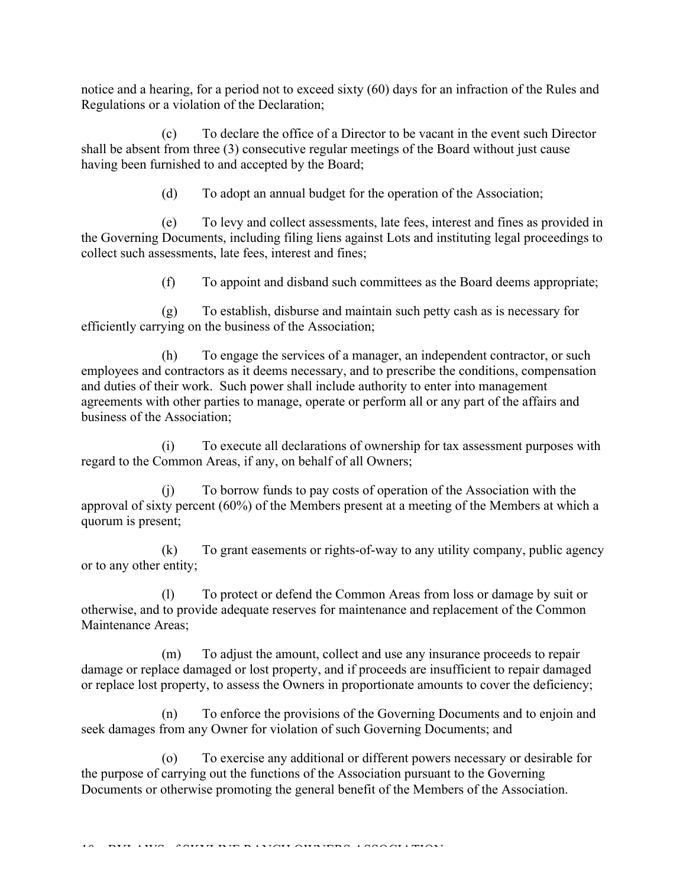notice and a hearing, for a period not to exceed sixty (60) days for an infraction of the Rules and Regulations or a violation of the Declaration;

(c) To declare the office of a Director to be vacant in the event such Director shall be absent from three (3) consecutive regular meetings of the Board without just cause having been furnished to and accepted by the Board;

(d) To adopt an annual budget for the operation of the Association;

(e) To levy and collect assessments, late fees, interest and fines as provided in the Governing Documents, including filing liens against Lots and instituting legal proceedings to collect such assessments, late fees, interest and fines;

(f) To appoint and disband such committees as the Board deems appropriate;

(g) To establish, disburse and maintain such petty cash as is necessary for efficiently carrying on the business of the Association;

(h) To engage the services of a manager, an independent contractor, or such employees and contractors as it deems necessary, and to prescribe the conditions, compensation and duties of their work. Such power shall include authority to enter into management agreements with other parties to manage, operate or perform all or any part of the affairs and business of the Association;

(i) To execute all declarations of ownership for tax assessment purposes with regard to the Common Areas, if any, on behalf of all Owners;

(j) To borrow funds to pay costs of operation of the Association with the approval of sixty percent (60%) of the Members present at a meeting of the Members at which a quorum is present;

(k) To grant easements or rights-of-way to any utility company, public agency or to any other entity;

(l) To protect or defend the Common Areas from loss or damage by suit or otherwise, and to provide adequate reserves for maintenance and replacement of the Common Maintenance Areas;

(m) To adjust the amount, collect and use any insurance proceeds to repair damage or replace damaged or lost property, and if proceeds are insufficient to repair damaged or replace lost property, to assess the Owners in proportionate amounts to cover the deficiency;

(n) To enforce the provisions of the Governing Documents and to enjoin and seek damages from any Owner for violation of such Governing Documents; and

(o) To exercise any additional or different powers necessary or desirable for the purpose of carrying out the functions of the Association pursuant to the Governing Documents or otherwise promoting the general benefit of the Members of the Association.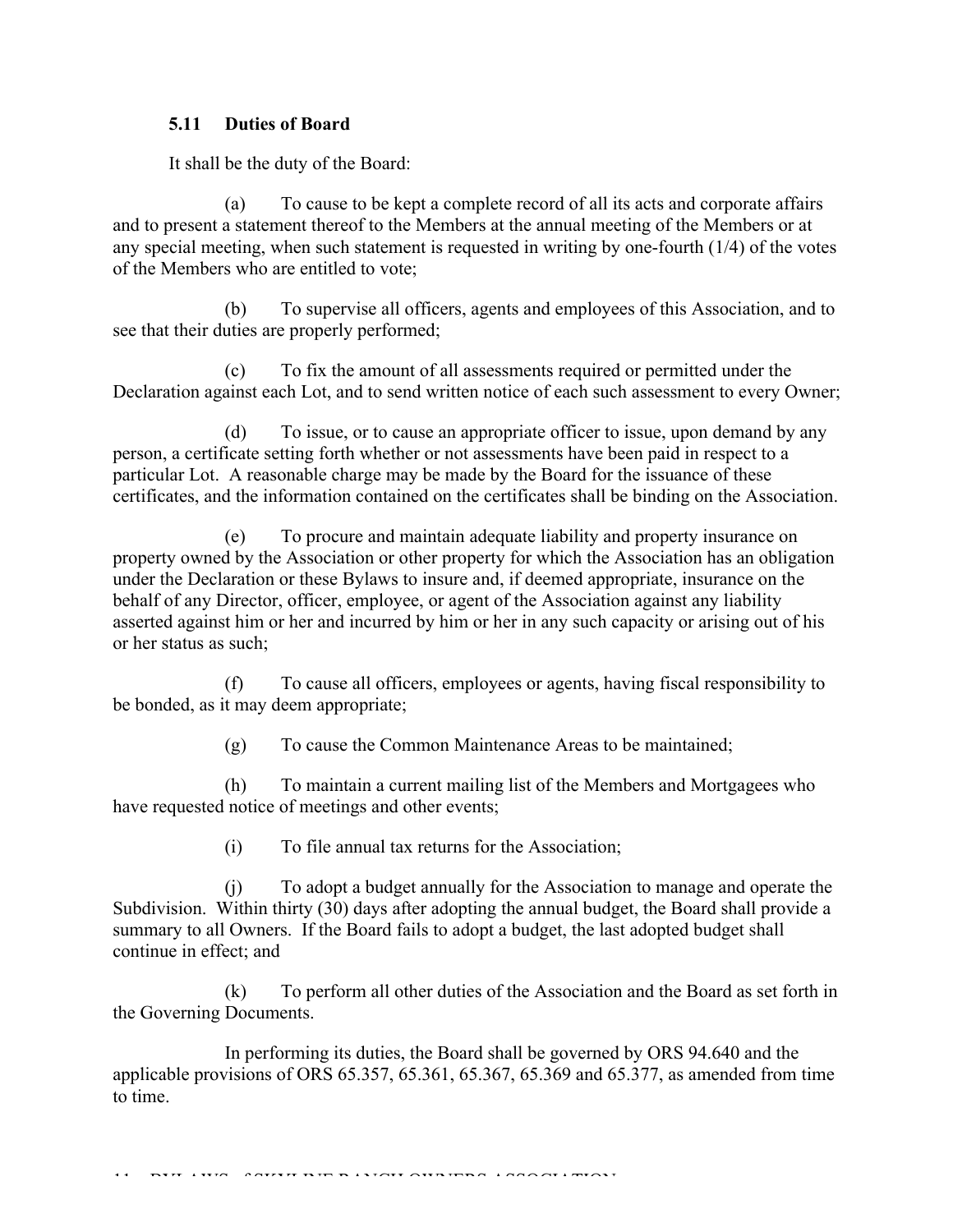### 5.11 Duties of Board

It shall be the duty of the Board:

(a) To cause to be kept a complete record of all its acts and corporate affairs and to present a statement thereof to the Members at the annual meeting of the Members or at any special meeting, when such statement is requested in writing by one-fourth (1/4) of the votes of the Members who are entitled to vote;

(b) To supervise all officers, agents and employees of this Association, and to see that their duties are properly performed;

(c) To fix the amount of all assessments required or permitted under the Declaration against each Lot, and to send written notice of each such assessment to every Owner;

(d) To issue, or to cause an appropriate officer to issue, upon demand by any person, a certificate setting forth whether or not assessments have been paid in respect to a particular Lot. A reasonable charge may be made by the Board for the issuance of these certificates, and the information contained on the certificates shall be binding on the Association.

(e) To procure and maintain adequate liability and property insurance on property owned by the Association or other property for which the Association has an obligation under the Declaration or these Bylaws to insure and, if deemed appropriate, insurance on the behalf of any Director, officer, employee, or agent of the Association against any liability asserted against him or her and incurred by him or her in any such capacity or arising out of his or her status as such;

(f) To cause all officers, employees or agents, having fiscal responsibility to be bonded, as it may deem appropriate;

(g) To cause the Common Maintenance Areas to be maintained;

(h) To maintain a current mailing list of the Members and Mortgagees who have requested notice of meetings and other events;

(i) To file annual tax returns for the Association;

(j) To adopt a budget annually for the Association to manage and operate the Subdivision. Within thirty (30) days after adopting the annual budget, the Board shall provide a summary to all Owners. If the Board fails to adopt a budget, the last adopted budget shall continue in effect; and

(k) To perform all other duties of the Association and the Board as set forth in the Governing Documents.

In performing its duties, the Board shall be governed by ORS 94.640 and the applicable provisions of ORS 65.357, 65.361, 65.367, 65.369 and 65.377, as amended from time to time.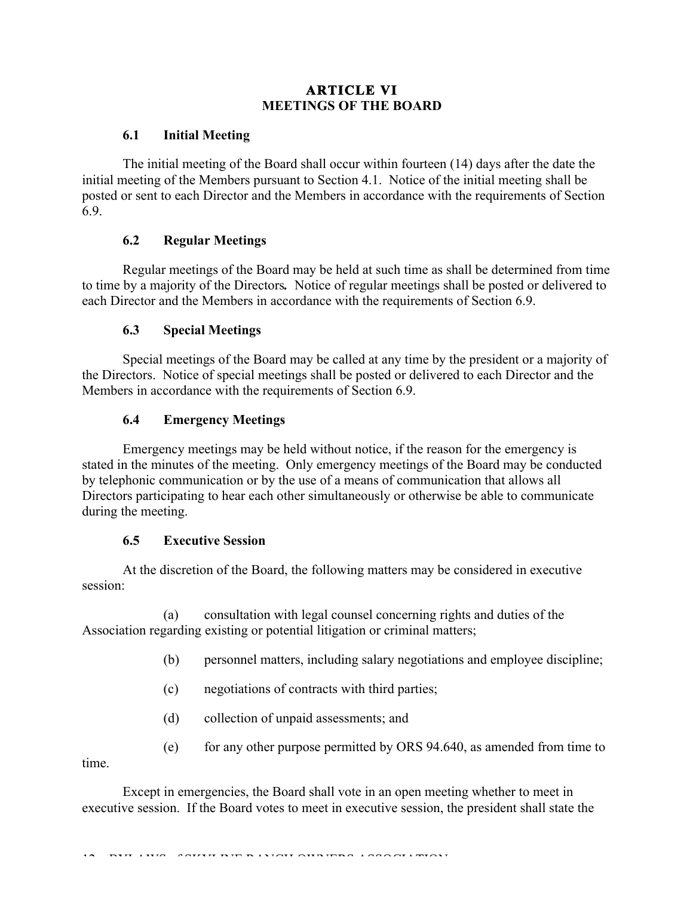## ARTICLE VI
## MEETINGS OF THE BOARD

### 6.1 Initial Meeting

The initial meeting of the Board shall occur within fourteen (14) days after the date the initial meeting of the Members pursuant to Section 4.1. Notice of the initial meeting shall be posted or sent to each Director and the Members in accordance with the requirements of Section 6.9.

### 6.2 Regular Meetings

Regular meetings of the Board may be held at such time as shall be determined from time to time by a majority of the Directors**.** Notice of regular meetings shall be posted or delivered to each Director and the Members in accordance with the requirements of Section 6.9.

### 6.3 Special Meetings

Special meetings of the Board may be called at any time by the president or a majority of the Directors. Notice of special meetings shall be posted or delivered to each Director and the Members in accordance with the requirements of Section 6.9.

### 6.4 Emergency Meetings

Emergency meetings may be held without notice, if the reason for the emergency is stated in the minutes of the meeting. Only emergency meetings of the Board may be conducted by telephonic communication or by the use of a means of communication that allows all Directors participating to hear each other simultaneously or otherwise be able to communicate during the meeting.

### 6.5 Executive Session

At the discretion of the Board, the following matters may be considered in executive session:

(a) consultation with legal counsel concerning rights and duties of the Association regarding existing or potential litigation or criminal matters;

(b) personnel matters, including salary negotiations and employee discipline;

(c) negotiations of contracts with third parties;

(d) collection of unpaid assessments; and

(e) for any other purpose permitted by ORS 94.640, as amended from time to time.

Except in emergencies, the Board shall vote in an open meeting whether to meet in executive session. If the Board votes to meet in executive session, the president shall state the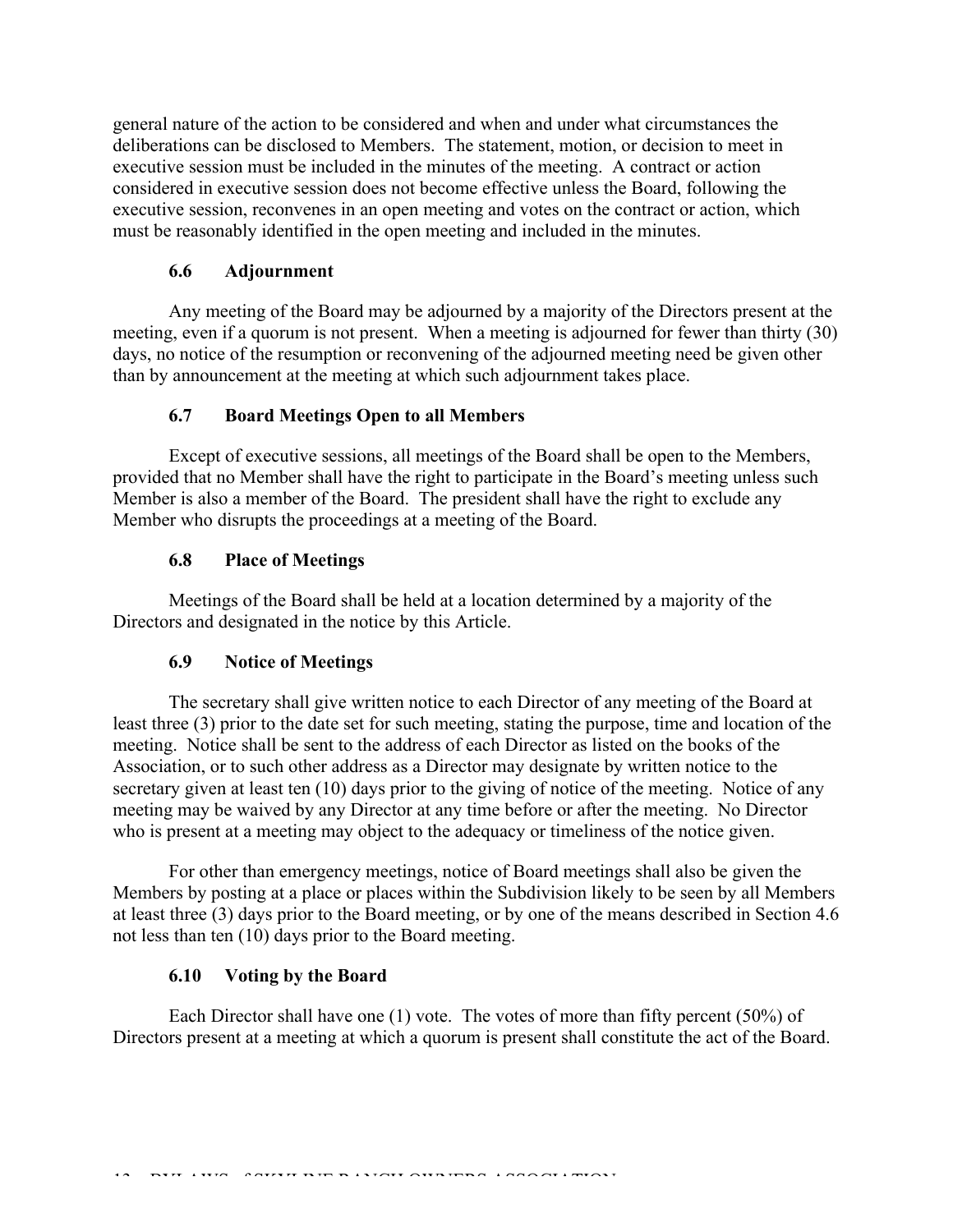general nature of the action to be considered and when and under what circumstances the deliberations can be disclosed to Members. The statement, motion, or decision to meet in executive session must be included in the minutes of the meeting. A contract or action considered in executive session does not become effective unless the Board, following the executive session, reconvenes in an open meeting and votes on the contract or action, which must be reasonably identified in the open meeting and included in the minutes.

### 6.6 Adjournment

Any meeting of the Board may be adjourned by a majority of the Directors present at the meeting, even if a quorum is not present. When a meeting is adjourned for fewer than thirty (30) days, no notice of the resumption or reconvening of the adjourned meeting need be given other than by announcement at the meeting at which such adjournment takes place.

### 6.7 Board Meetings Open to all Members

Except of executive sessions, all meetings of the Board shall be open to the Members, provided that no Member shall have the right to participate in the Board's meeting unless such Member is also a member of the Board. The president shall have the right to exclude any Member who disrupts the proceedings at a meeting of the Board.

### 6.8 Place of Meetings

Meetings of the Board shall be held at a location determined by a majority of the Directors and designated in the notice by this Article.

### 6.9 Notice of Meetings

The secretary shall give written notice to each Director of any meeting of the Board at least three (3) prior to the date set for such meeting, stating the purpose, time and location of the meeting. Notice shall be sent to the address of each Director as listed on the books of the Association, or to such other address as a Director may designate by written notice to the secretary given at least ten (10) days prior to the giving of notice of the meeting. Notice of any meeting may be waived by any Director at any time before or after the meeting. No Director who is present at a meeting may object to the adequacy or timeliness of the notice given.

For other than emergency meetings, notice of Board meetings shall also be given the Members by posting at a place or places within the Subdivision likely to be seen by all Members at least three (3) days prior to the Board meeting, or by one of the means described in Section 4.6 not less than ten (10) days prior to the Board meeting.

### 6.10 Voting by the Board

Each Director shall have one (1) vote. The votes of more than fifty percent (50%) of Directors present at a meeting at which a quorum is present shall constitute the act of the Board.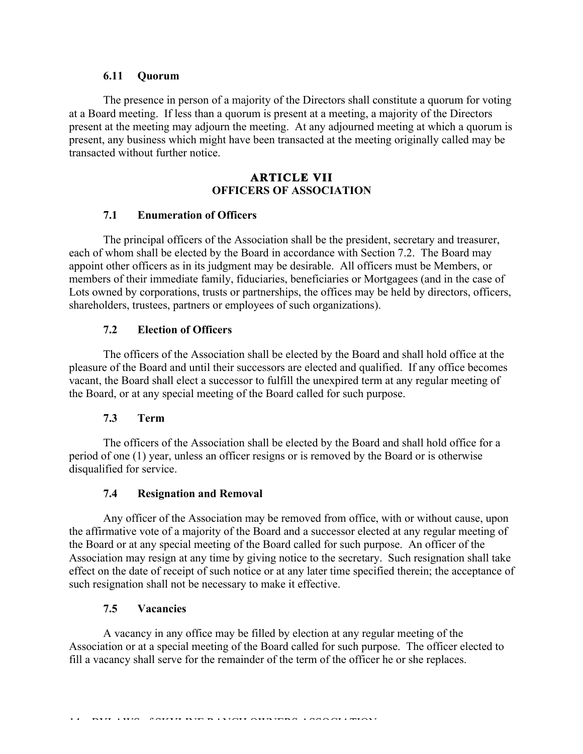### 6.11 Quorum

The presence in person of a majority of the Directors shall constitute a quorum for voting at a Board meeting. If less than a quorum is present at a meeting, a majority of the Directors present at the meeting may adjourn the meeting. At any adjourned meeting at which a quorum is present, any business which might have been transacted at the meeting originally called may be transacted without further notice.

## ARTICLE VII
## OFFICERS OF ASSOCIATION

### 7.1 Enumeration of Officers

The principal officers of the Association shall be the president, secretary and treasurer, each of whom shall be elected by the Board in accordance with Section 7.2. The Board may appoint other officers as in its judgment may be desirable. All officers must be Members, or members of their immediate family, fiduciaries, beneficiaries or Mortgagees (and in the case of Lots owned by corporations, trusts or partnerships, the offices may be held by directors, officers, shareholders, trustees, partners or employees of such organizations).

### 7.2 Election of Officers

The officers of the Association shall be elected by the Board and shall hold office at the pleasure of the Board and until their successors are elected and qualified. If any office becomes vacant, the Board shall elect a successor to fulfill the unexpired term at any regular meeting of the Board, or at any special meeting of the Board called for such purpose.

### 7.3 Term

The officers of the Association shall be elected by the Board and shall hold office for a period of one (1) year, unless an officer resigns or is removed by the Board or is otherwise disqualified for service.

### 7.4 Resignation and Removal

Any officer of the Association may be removed from office, with or without cause, upon the affirmative vote of a majority of the Board and a successor elected at any regular meeting of the Board or at any special meeting of the Board called for such purpose. An officer of the Association may resign at any time by giving notice to the secretary. Such resignation shall take effect on the date of receipt of such notice or at any later time specified therein; the acceptance of such resignation shall not be necessary to make it effective.

### 7.5 Vacancies

A vacancy in any office may be filled by election at any regular meeting of the Association or at a special meeting of the Board called for such purpose. The officer elected to fill a vacancy shall serve for the remainder of the term of the officer he or she replaces.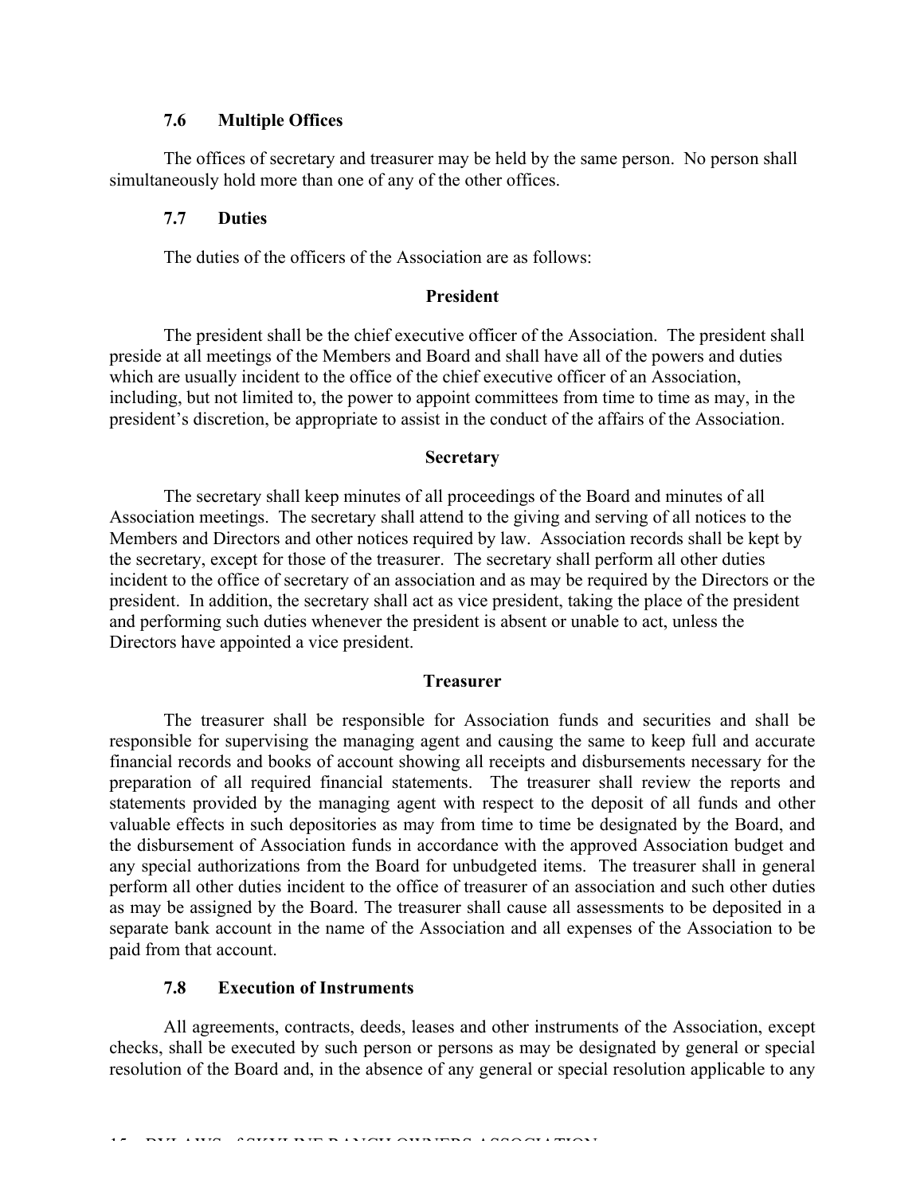### 7.6 Multiple Offices

The offices of secretary and treasurer may be held by the same person. No person shall simultaneously hold more than one of any of the other offices.

### 7.7 Duties

The duties of the officers of the Association are as follows:

**President**

The president shall be the chief executive officer of the Association. The president shall preside at all meetings of the Members and Board and shall have all of the powers and duties which are usually incident to the office of the chief executive officer of an Association, including, but not limited to, the power to appoint committees from time to time as may, in the president's discretion, be appropriate to assist in the conduct of the affairs of the Association.

**Secretary**

The secretary shall keep minutes of all proceedings of the Board and minutes of all Association meetings. The secretary shall attend to the giving and serving of all notices to the Members and Directors and other notices required by law. Association records shall be kept by the secretary, except for those of the treasurer. The secretary shall perform all other duties incident to the office of secretary of an association and as may be required by the Directors or the president. In addition, the secretary shall act as vice president, taking the place of the president and performing such duties whenever the president is absent or unable to act, unless the Directors have appointed a vice president.

**Treasurer**

The treasurer shall be responsible for Association funds and securities and shall be responsible for supervising the managing agent and causing the same to keep full and accurate financial records and books of account showing all receipts and disbursements necessary for the preparation of all required financial statements. The treasurer shall review the reports and statements provided by the managing agent with respect to the deposit of all funds and other valuable effects in such depositories as may from time to time be designated by the Board, and the disbursement of Association funds in accordance with the approved Association budget and any special authorizations from the Board for unbudgeted items. The treasurer shall in general perform all other duties incident to the office of treasurer of an association and such other duties as may be assigned by the Board. The treasurer shall cause all assessments to be deposited in a separate bank account in the name of the Association and all expenses of the Association to be paid from that account.

### 7.8 Execution of Instruments

All agreements, contracts, deeds, leases and other instruments of the Association, except checks, shall be executed by such person or persons as may be designated by general or special resolution of the Board and, in the absence of any general or special resolution applicable to any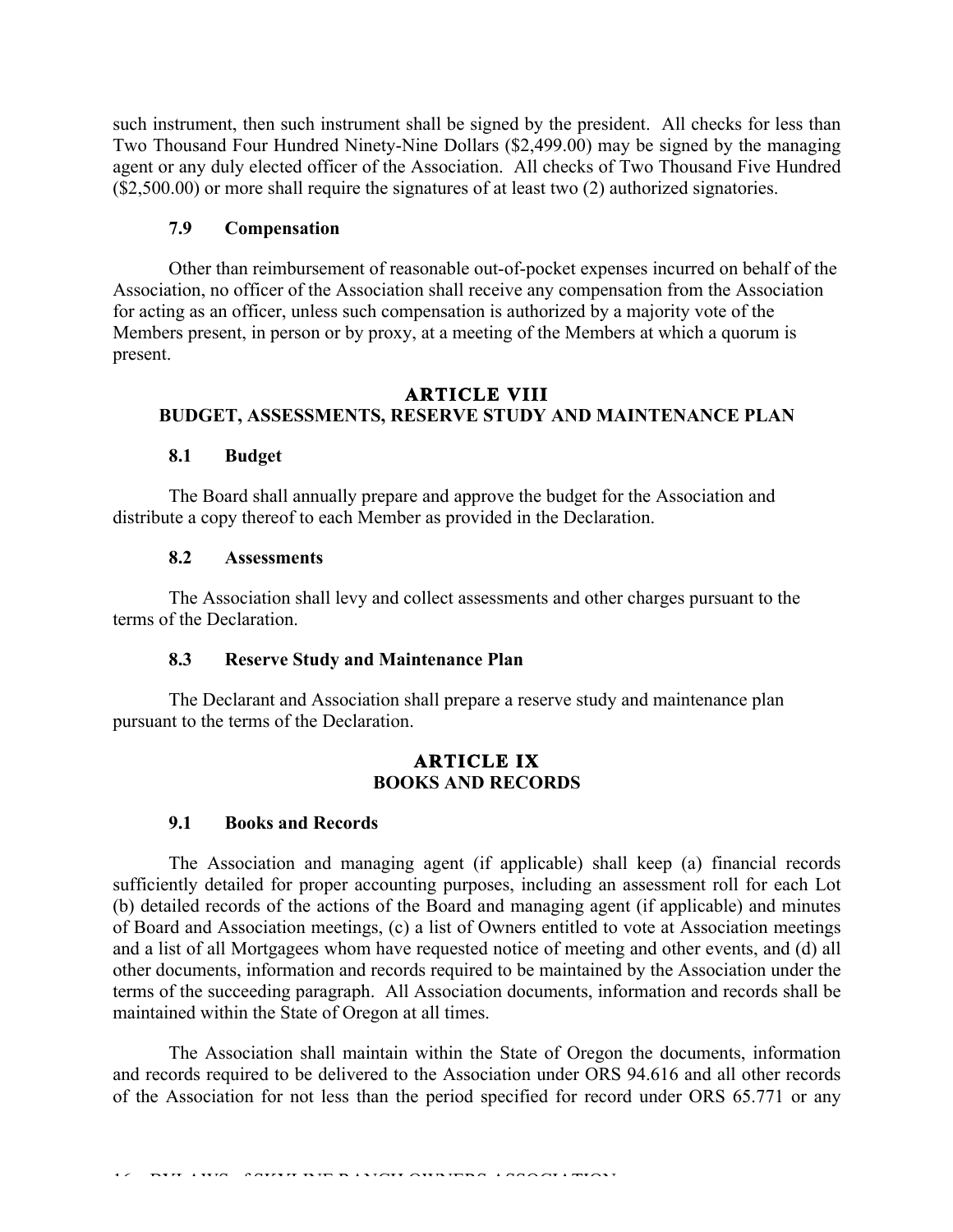such instrument, then such instrument shall be signed by the president. All checks for less than Two Thousand Four Hundred Ninety-Nine Dollars ($2,499.00) may be signed by the managing agent or any duly elected officer of the Association. All checks of Two Thousand Five Hundred ($2,500.00) or more shall require the signatures of at least two (2) authorized signatories.

### 7.9 Compensation

Other than reimbursement of reasonable out-of-pocket expenses incurred on behalf of the Association, no officer of the Association shall receive any compensation from the Association for acting as an officer, unless such compensation is authorized by a majority vote of the Members present, in person or by proxy, at a meeting of the Members at which a quorum is present.

## ARTICLE VIII
## BUDGET, ASSESSMENTS, RESERVE STUDY AND MAINTENANCE PLAN

### 8.1 Budget

The Board shall annually prepare and approve the budget for the Association and distribute a copy thereof to each Member as provided in the Declaration.

### 8.2 Assessments

The Association shall levy and collect assessments and other charges pursuant to the terms of the Declaration.

### 8.3 Reserve Study and Maintenance Plan

The Declarant and Association shall prepare a reserve study and maintenance plan pursuant to the terms of the Declaration.

## ARTICLE IX
## BOOKS AND RECORDS

### 9.1 Books and Records

The Association and managing agent (if applicable) shall keep (a) financial records sufficiently detailed for proper accounting purposes, including an assessment roll for each Lot (b) detailed records of the actions of the Board and managing agent (if applicable) and minutes of Board and Association meetings, (c) a list of Owners entitled to vote at Association meetings and a list of all Mortgagees whom have requested notice of meeting and other events, and (d) all other documents, information and records required to be maintained by the Association under the terms of the succeeding paragraph. All Association documents, information and records shall be maintained within the State of Oregon at all times.

The Association shall maintain within the State of Oregon the documents, information and records required to be delivered to the Association under ORS 94.616 and all other records of the Association for not less than the period specified for record under ORS 65.771 or any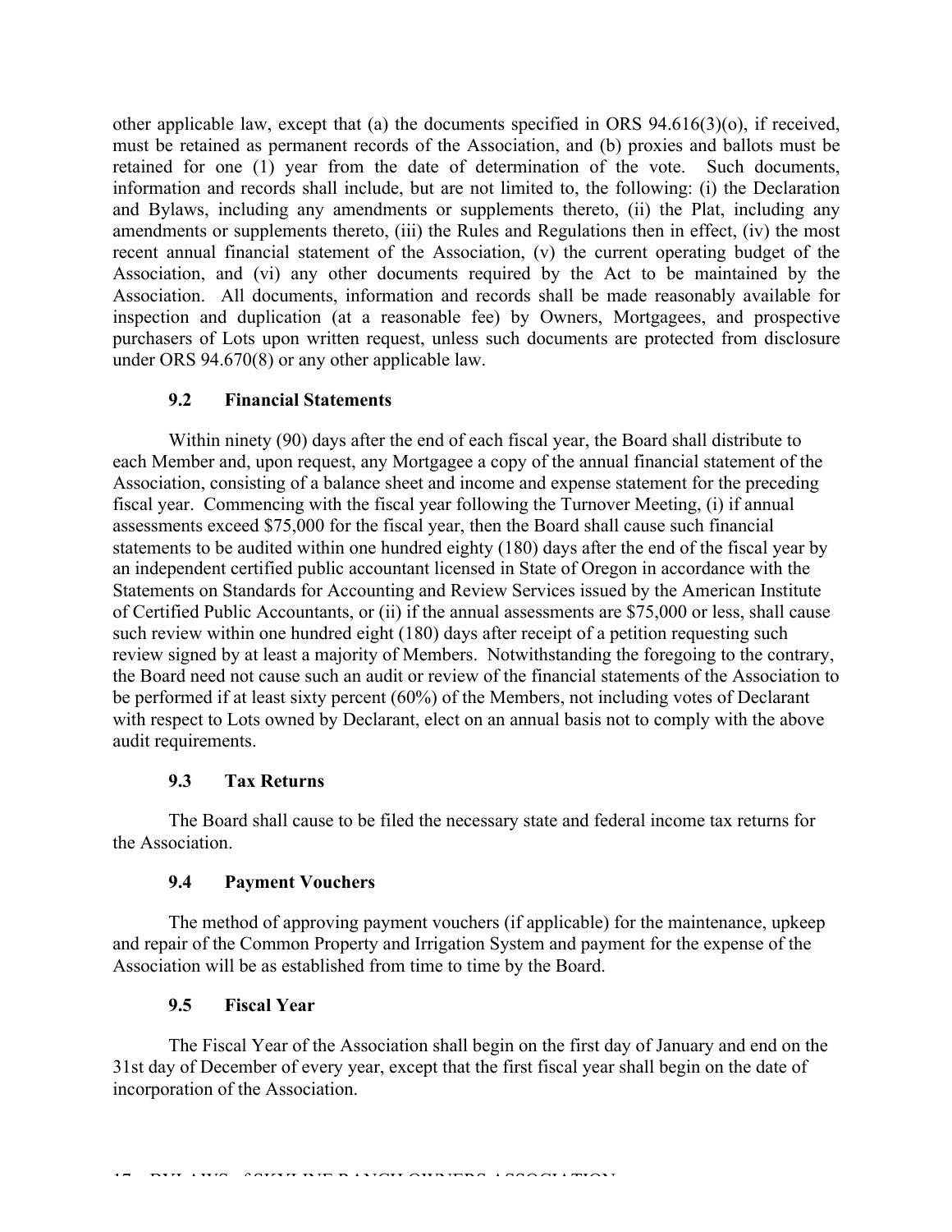other applicable law, except that (a) the documents specified in ORS 94.616(3)(o), if received, must be retained as permanent records of the Association, and (b) proxies and ballots must be retained for one (1) year from the date of determination of the vote. Such documents, information and records shall include, but are not limited to, the following: (i) the Declaration and Bylaws, including any amendments or supplements thereto, (ii) the Plat, including any amendments or supplements thereto, (iii) the Rules and Regulations then in effect, (iv) the most recent annual financial statement of the Association, (v) the current operating budget of the Association, and (vi) any other documents required by the Act to be maintained by the Association. All documents, information and records shall be made reasonably available for inspection and duplication (at a reasonable fee) by Owners, Mortgagees, and prospective purchasers of Lots upon written request, unless such documents are protected from disclosure under ORS 94.670(8) or any other applicable law.

### 9.2 Financial Statements

Within ninety (90) days after the end of each fiscal year, the Board shall distribute to each Member and, upon request, any Mortgagee a copy of the annual financial statement of the Association, consisting of a balance sheet and income and expense statement for the preceding fiscal year. Commencing with the fiscal year following the Turnover Meeting, (i) if annual assessments exceed $75,000 for the fiscal year, then the Board shall cause such financial statements to be audited within one hundred eighty (180) days after the end of the fiscal year by an independent certified public accountant licensed in State of Oregon in accordance with the Statements on Standards for Accounting and Review Services issued by the American Institute of Certified Public Accountants, or (ii) if the annual assessments are $75,000 or less, shall cause such review within one hundred eight (180) days after receipt of a petition requesting such review signed by at least a majority of Members. Notwithstanding the foregoing to the contrary, the Board need not cause such an audit or review of the financial statements of the Association to be performed if at least sixty percent (60%) of the Members, not including votes of Declarant with respect to Lots owned by Declarant, elect on an annual basis not to comply with the above audit requirements.

### 9.3 Tax Returns

The Board shall cause to be filed the necessary state and federal income tax returns for the Association.

### 9.4 Payment Vouchers

The method of approving payment vouchers (if applicable) for the maintenance, upkeep and repair of the Common Property and Irrigation System and payment for the expense of the Association will be as established from time to time by the Board.

### 9.5 Fiscal Year

The Fiscal Year of the Association shall begin on the first day of January and end on the 31st day of December of every year, except that the first fiscal year shall begin on the date of incorporation of the Association.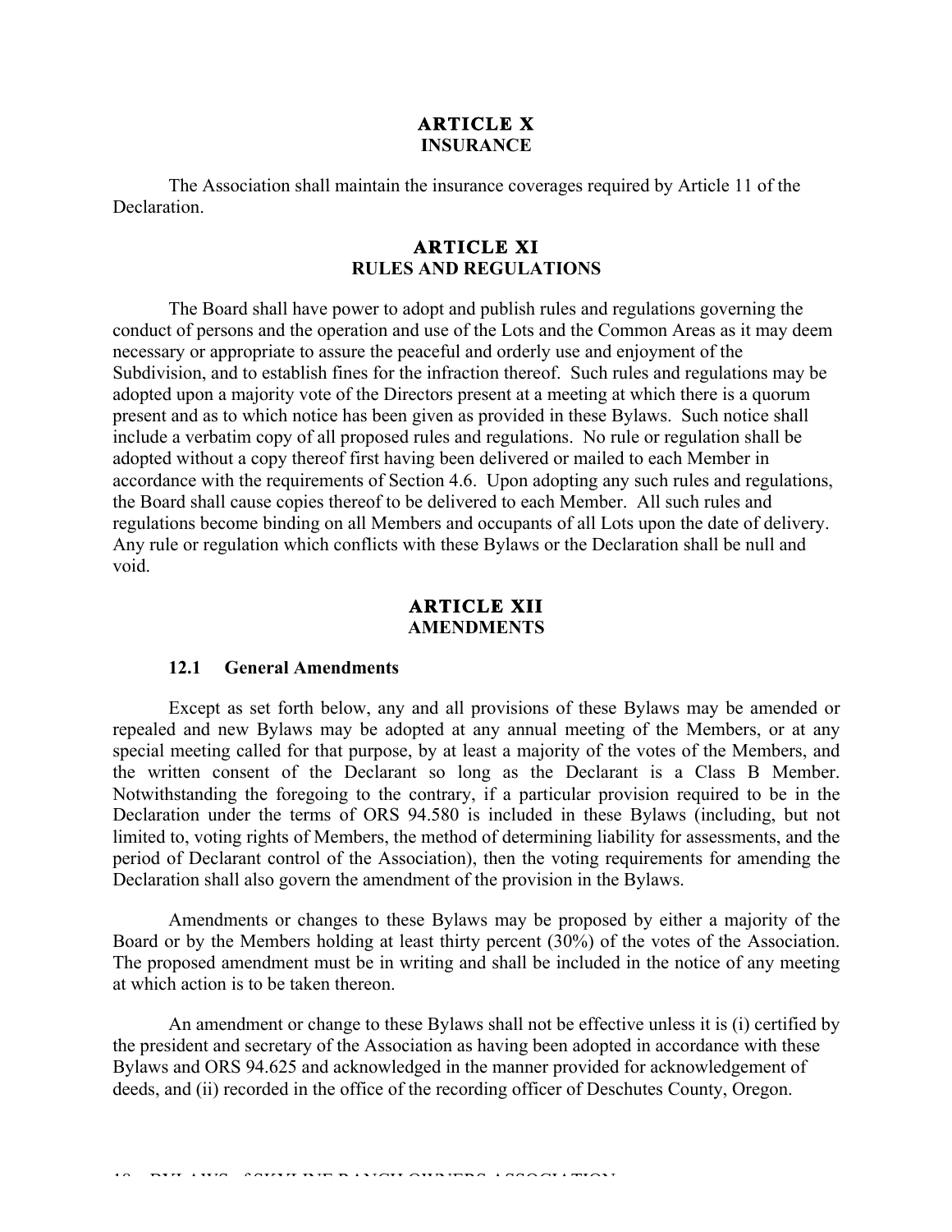## ARTICLE X
### INSURANCE

The Association shall maintain the insurance coverages required by Article 11 of the Declaration.

## ARTICLE XI
### RULES AND REGULATIONS

The Board shall have power to adopt and publish rules and regulations governing the conduct of persons and the operation and use of the Lots and the Common Areas as it may deem necessary or appropriate to assure the peaceful and orderly use and enjoyment of the Subdivision, and to establish fines for the infraction thereof. Such rules and regulations may be adopted upon a majority vote of the Directors present at a meeting at which there is a quorum present and as to which notice has been given as provided in these Bylaws. Such notice shall include a verbatim copy of all proposed rules and regulations. No rule or regulation shall be adopted without a copy thereof first having been delivered or mailed to each Member in accordance with the requirements of Section 4.6. Upon adopting any such rules and regulations, the Board shall cause copies thereof to be delivered to each Member. All such rules and regulations become binding on all Members and occupants of all Lots upon the date of delivery. Any rule or regulation which conflicts with these Bylaws or the Declaration shall be null and void.

## ARTICLE XII
### AMENDMENTS

#### 12.1 General Amendments

Except as set forth below, any and all provisions of these Bylaws may be amended or repealed and new Bylaws may be adopted at any annual meeting of the Members, or at any special meeting called for that purpose, by at least a majority of the votes of the Members, and the written consent of the Declarant so long as the Declarant is a Class B Member. Notwithstanding the foregoing to the contrary, if a particular provision required to be in the Declaration under the terms of ORS 94.580 is included in these Bylaws (including, but not limited to, voting rights of Members, the method of determining liability for assessments, and the period of Declarant control of the Association), then the voting requirements for amending the Declaration shall also govern the amendment of the provision in the Bylaws.

Amendments or changes to these Bylaws may be proposed by either a majority of the Board or by the Members holding at least thirty percent (30%) of the votes of the Association. The proposed amendment must be in writing and shall be included in the notice of any meeting at which action is to be taken thereon.

An amendment or change to these Bylaws shall not be effective unless it is (i) certified by the president and secretary of the Association as having been adopted in accordance with these Bylaws and ORS 94.625 and acknowledged in the manner provided for acknowledgement of deeds, and (ii) recorded in the office of the recording officer of Deschutes County, Oregon.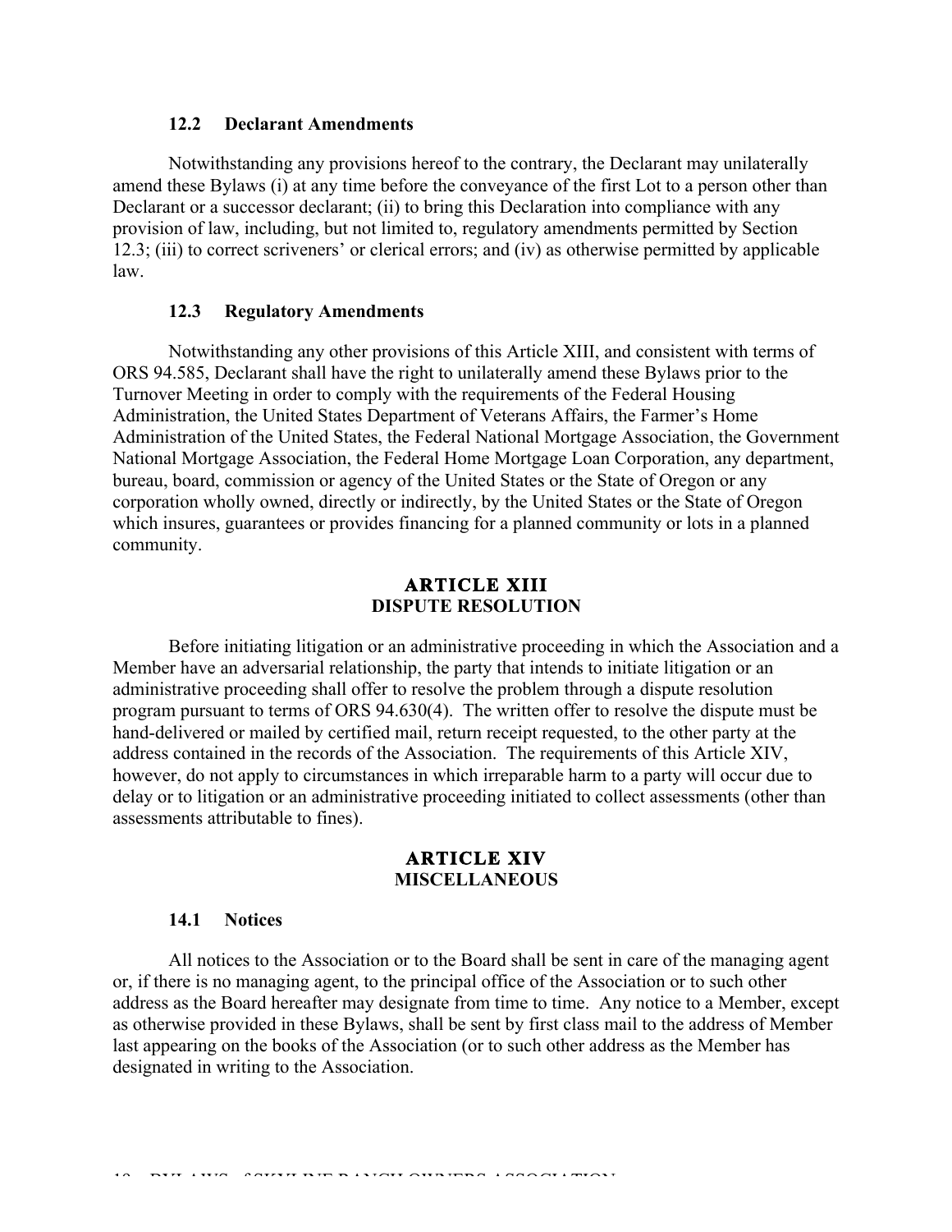### 12.2 Declarant Amendments

Notwithstanding any provisions hereof to the contrary, the Declarant may unilaterally amend these Bylaws (i) at any time before the conveyance of the first Lot to a person other than Declarant or a successor declarant; (ii) to bring this Declaration into compliance with any provision of law, including, but not limited to, regulatory amendments permitted by Section 12.3; (iii) to correct scriveners' or clerical errors; and (iv) as otherwise permitted by applicable law.

### 12.3 Regulatory Amendments

Notwithstanding any other provisions of this Article XIII, and consistent with terms of ORS 94.585, Declarant shall have the right to unilaterally amend these Bylaws prior to the Turnover Meeting in order to comply with the requirements of the Federal Housing Administration, the United States Department of Veterans Affairs, the Farmer's Home Administration of the United States, the Federal National Mortgage Association, the Government National Mortgage Association, the Federal Home Mortgage Loan Corporation, any department, bureau, board, commission or agency of the United States or the State of Oregon or any corporation wholly owned, directly or indirectly, by the United States or the State of Oregon which insures, guarantees or provides financing for a planned community or lots in a planned community.

## ARTICLE XIII
## DISPUTE RESOLUTION

Before initiating litigation or an administrative proceeding in which the Association and a Member have an adversarial relationship, the party that intends to initiate litigation or an administrative proceeding shall offer to resolve the problem through a dispute resolution program pursuant to terms of ORS 94.630(4). The written offer to resolve the dispute must be hand-delivered or mailed by certified mail, return receipt requested, to the other party at the address contained in the records of the Association. The requirements of this Article XIV, however, do not apply to circumstances in which irreparable harm to a party will occur due to delay or to litigation or an administrative proceeding initiated to collect assessments (other than assessments attributable to fines).

## ARTICLE XIV
## MISCELLANEOUS

### 14.1 Notices

All notices to the Association or to the Board shall be sent in care of the managing agent or, if there is no managing agent, to the principal office of the Association or to such other address as the Board hereafter may designate from time to time. Any notice to a Member, except as otherwise provided in these Bylaws, shall be sent by first class mail to the address of Member last appearing on the books of the Association (or to such other address as the Member has designated in writing to the Association.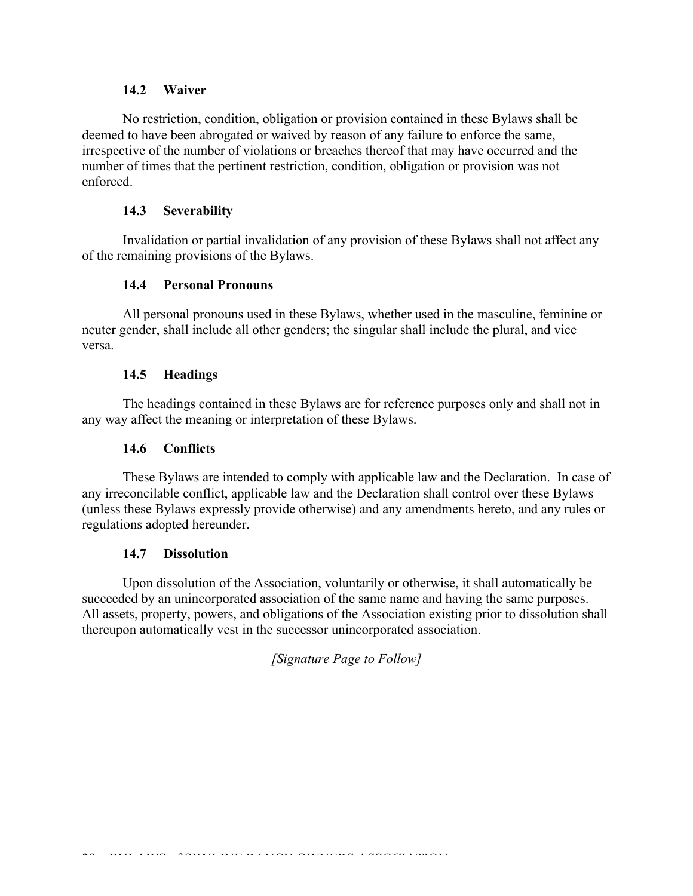### 14.2 Waiver

No restriction, condition, obligation or provision contained in these Bylaws shall be deemed to have been abrogated or waived by reason of any failure to enforce the same, irrespective of the number of violations or breaches thereof that may have occurred and the number of times that the pertinent restriction, condition, obligation or provision was not enforced.

### 14.3 Severability

Invalidation or partial invalidation of any provision of these Bylaws shall not affect any of the remaining provisions of the Bylaws.

### 14.4 Personal Pronouns

All personal pronouns used in these Bylaws, whether used in the masculine, feminine or neuter gender, shall include all other genders; the singular shall include the plural, and vice versa.

### 14.5 Headings

The headings contained in these Bylaws are for reference purposes only and shall not in any way affect the meaning or interpretation of these Bylaws.

### 14.6 Conflicts

These Bylaws are intended to comply with applicable law and the Declaration. In case of any irreconcilable conflict, applicable law and the Declaration shall control over these Bylaws (unless these Bylaws expressly provide otherwise) and any amendments hereto, and any rules or regulations adopted hereunder.

### 14.7 Dissolution

Upon dissolution of the Association, voluntarily or otherwise, it shall automatically be succeeded by an unincorporated association of the same name and having the same purposes. All assets, property, powers, and obligations of the Association existing prior to dissolution shall thereupon automatically vest in the successor unincorporated association.

*[Signature Page to Follow]*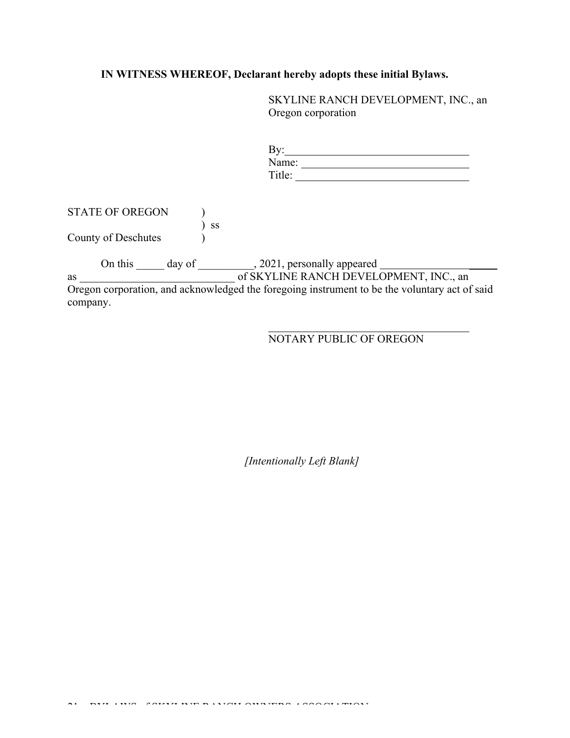**IN WITNESS WHEREOF, Declarant hereby adopts these initial Bylaws.**

SKYLINE RANCH DEVELOPMENT, INC., an Oregon corporation

By:\_\_\_\_\_\_\_\_\_\_\_\_\_\_\_\_\_\_\_\_\_\_\_\_\_\_\_\_\_\_\_\_
Name: \_\_\_\_\_\_\_\_\_\_\_\_\_\_\_\_\_\_\_\_\_\_\_\_\_\_\_\_\_\_
Title: \_\_\_\_\_\_\_\_\_\_\_\_\_\_\_\_\_\_\_\_\_\_\_\_\_\_\_\_\_\_\_

STATE OF OREGON )
) ss
County of Deschutes )

On this \_\_\_\_\_ day of \_\_\_\_\_\_\_\_\_\_, 2021, personally appeared \_\_\_\_\_\_\_\_\_\_\_\_\_\_\_\_\_\_\_\_\_\_ as \_\_\_\_\_\_\_\_\_\_\_\_\_\_\_\_\_\_\_\_\_\_\_\_\_\_\_\_ of SKYLINE RANCH DEVELOPMENT, INC., an Oregon corporation, and acknowledged the foregoing instrument to be the voluntary act of said company.

\_\_\_\_\_\_\_\_\_\_\_\_\_\_\_\_\_\_\_\_\_\_\_\_\_\_\_\_\_\_\_\_\_\_\_\_\_
NOTARY PUBLIC OF OREGON

*[Intentionally Left Blank]*